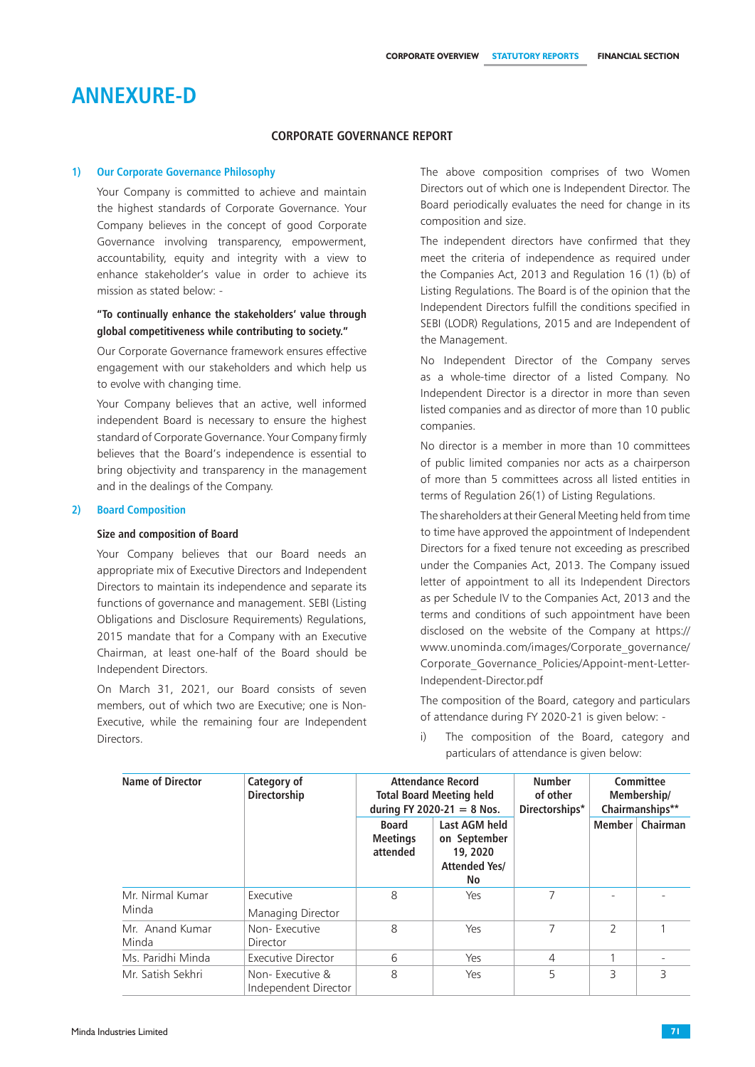# ANNEXURE-D

## CORPORATE GOVERNANCE REPORT

### 1) Our Corporate Governance Philosophy

Your Company is committed to achieve and maintain the highest standards of Corporate Governance. Your Company believes in the concept of good Corporate Governance involving transparency, empowerment, accountability, equity and integrity with a view to enhance stakeholder's value in order to achieve its mission as stated below: -

**"To continually enhance the stakeholders' value through global competitiveness while contributing to society."**

Our Corporate Governance framework ensures effective engagement with our stakeholders and which help us to evolve with changing time.

Your Company believes that an active, well informed independent Board is necessary to ensure the highest standard of Corporate Governance. Your Company firmly believes that the Board's independence is essential to bring objectivity and transparency in the management and in the dealings of the Company.

### 2) Board Composition

**Size and composition of Board**

Your Company believes that our Board needs an appropriate mix of Executive Directors and Independent Directors to maintain its independence and separate its functions of governance and management. SEBI (Listing Obligations and Disclosure Requirements) Regulations, 2015 mandate that for a Company with an Executive Chairman, at least one-half of the Board should be Independent Directors.

On March 31, 2021, our Board consists of seven members, out of which two are Executive; one is Non-Executive, while the remaining four are Independent Directors.

The above composition comprises of two Women Directors out of which one is Independent Director. The Board periodically evaluates the need for change in its composition and size.

The independent directors have confirmed that they meet the criteria of independence as required under the Companies Act, 2013 and Regulation 16 (1) (b) of Listing Regulations. The Board is of the opinion that the Independent Directors fulfill the conditions specified in SEBI (LODR) Regulations, 2015 and are Independent of the Management.

No Independent Director of the Company serves as a whole-time director of a listed Company. No Independent Director is a director in more than seven listed companies and as director of more than 10 public companies.

No director is a member in more than 10 committees of public limited companies nor acts as a chairperson of more than 5 committees across all listed entities in terms of Regulation 26(1) of Listing Regulations.

The shareholders at their General Meeting held from time to time have approved the appointment of Independent Directors for a fixed tenure not exceeding as prescribed under the Companies Act, 2013. The Company issued letter of appointment to all its Independent Directors as per Schedule IV to the Companies Act, 2013 and the terms and conditions of such appointment have been disclosed on the website of the Company at https://www.unominda.com/images/Corporate_governance/Corporate_Governance_Policies/Appoint-ment-Letter-Independent-Director.pdf

The composition of the Board, category and particulars of attendance during FY 2020-21 is given below: -

i) The composition of the Board, category and particulars of attendance is given below:

| Name of Director | Category of Directorship | Attendance Record Total Board Meeting held during FY 2020-21 = 8 Nos. | | Number of other Directorships* | Committee Membership/ Chairmanships** | |
|---|---|---|---|---|---|---|
| | | Board Meetings attended | Last AGM held on September 19, 2020 Attended Yes/No | | Member | Chairman |
| Mr. Nirmal Kumar Minda | Executive Managing Director | 8 | Yes | 7 | - | - |
| Mr. Anand Kumar Minda | Non- Executive Director | 8 | Yes | 7 | 2 | 1 |
| Ms. Paridhi Minda | Executive Director | 6 | Yes | 4 | 1 | - |
| Mr. Satish Sekhri | Non- Executive & Independent Director | 8 | Yes | 5 | 3 | 3 |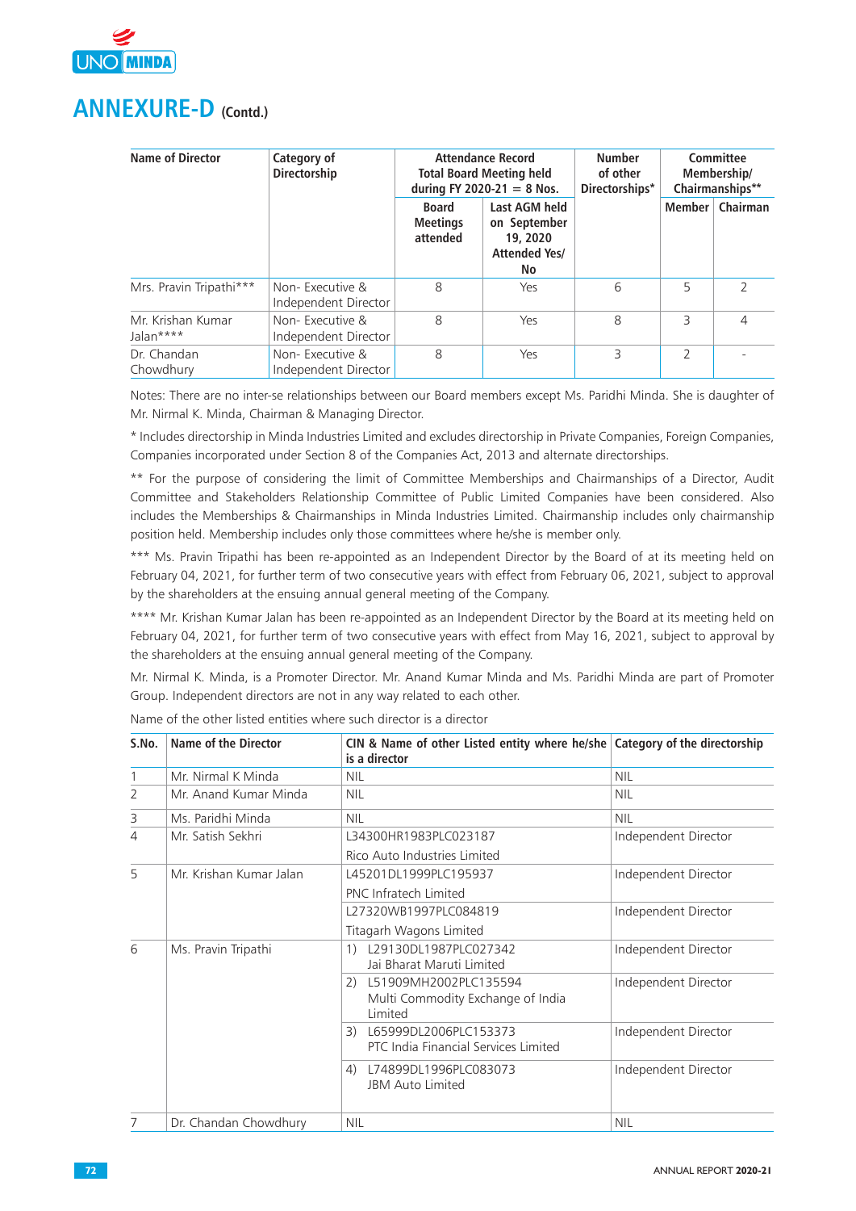# ANNEXURE-D (Contd.)

| Name of Director | Category of Directorship | Attendance Record Total Board Meeting held during FY 2020-21 = 8 Nos. | | Number of other Directorships* | Committee Membership/ Chairmanships** | |
|---|---|---|---|---|---|---|
| | | Board Meetings attended | Last AGM held on September 19, 2020 Attended Yes/ No | | Member | Chairman |
| Mrs. Pravin Tripathi*** | Non- Executive & Independent Director | 8 | Yes | 6 | 5 | 2 |
| Mr. Krishan Kumar Jalan**** | Non- Executive & Independent Director | 8 | Yes | 8 | 3 | 4 |
| Dr. Chandan Chowdhury | Non- Executive & Independent Director | 8 | Yes | 3 | 2 | - |

Notes: There are no inter-se relationships between our Board members except Ms. Paridhi Minda. She is daughter of Mr. Nirmal K. Minda, Chairman & Managing Director.

* Includes directorship in Minda Industries Limited and excludes directorship in Private Companies, Foreign Companies, Companies incorporated under Section 8 of the Companies Act, 2013 and alternate directorships.

** For the purpose of considering the limit of Committee Memberships and Chairmanships of a Director, Audit Committee and Stakeholders Relationship Committee of Public Limited Companies have been considered. Also includes the Memberships & Chairmanships in Minda Industries Limited. Chairmanship includes only chairmanship position held. Membership includes only those committees where he/she is member only.

*** Ms. Pravin Tripathi has been re-appointed as an Independent Director by the Board of at its meeting held on February 04, 2021, for further term of two consecutive years with effect from February 06, 2021, subject to approval by the shareholders at the ensuing annual general meeting of the Company.

**** Mr. Krishan Kumar Jalan has been re-appointed as an Independent Director by the Board at its meeting held on February 04, 2021, for further term of two consecutive years with effect from May 16, 2021, subject to approval by the shareholders at the ensuing annual general meeting of the Company.

Mr. Nirmal K. Minda, is a Promoter Director. Mr. Anand Kumar Minda and Ms. Paridhi Minda are part of Promoter Group. Independent directors are not in any way related to each other.

Name of the other listed entities where such director is a director

| S.No. | Name of the Director | CIN & Name of other Listed entity where he/she is a director | Category of the directorship |
|---|---|---|---|
| 1 | Mr. Nirmal K Minda | NIL | NIL |
| 2 | Mr. Anand Kumar Minda | NIL | NIL |
| 3 | Ms. Paridhi Minda | NIL | NIL |
| 4 | Mr. Satish Sekhri | L34300HR1983PLC023187 Rico Auto Industries Limited | Independent Director |
| 5 | Mr. Krishan Kumar Jalan | L45201DL1999PLC195937 PNC Infratech Limited | Independent Director |
| | | L27320WB1997PLC084819 Titagarh Wagons Limited | Independent Director |
| 6 | Ms. Pravin Tripathi | 1) L29130DL1987PLC027342 Jai Bharat Maruti Limited | Independent Director |
| | | 2) L51909MH2002PLC135594 Multi Commodity Exchange of India Limited | Independent Director |
| | | 3) L65999DL2006PLC153373 PTC India Financial Services Limited | Independent Director |
| | | 4) L74899DL1996PLC083073 JBM Auto Limited | Independent Director |
| 7 | Dr. Chandan Chowdhury | NIL | NIL |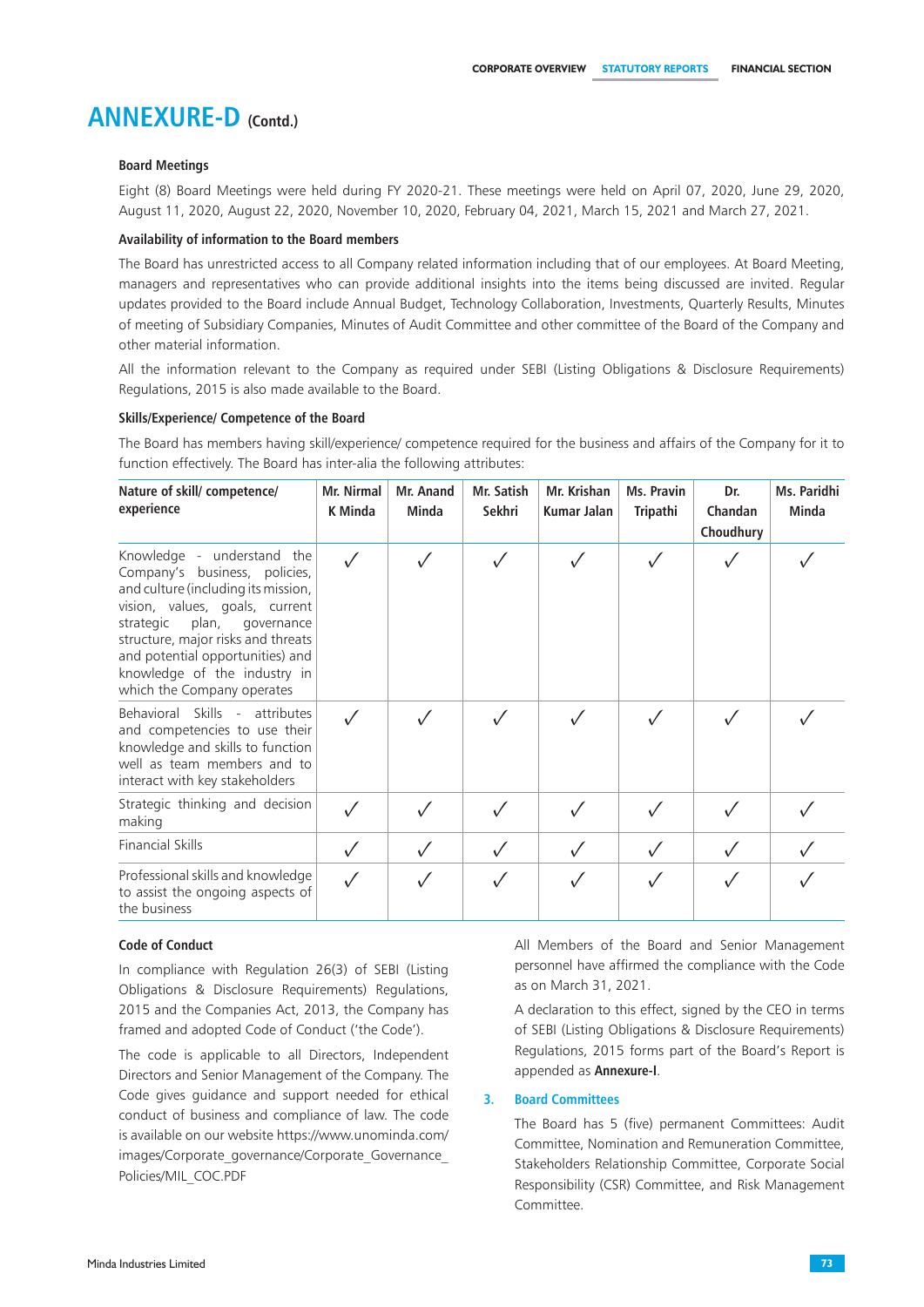# ANNEXURE-D (Contd.)

### Board Meetings

Eight (8) Board Meetings were held during FY 2020-21. These meetings were held on April 07, 2020, June 29, 2020, August 11, 2020, August 22, 2020, November 10, 2020, February 04, 2021, March 15, 2021 and March 27, 2021.

### Availability of information to the Board members

The Board has unrestricted access to all Company related information including that of our employees. At Board Meeting, managers and representatives who can provide additional insights into the items being discussed are invited. Regular updates provided to the Board include Annual Budget, Technology Collaboration, Investments, Quarterly Results, Minutes of meeting of Subsidiary Companies, Minutes of Audit Committee and other committee of the Board of the Company and other material information.

All the information relevant to the Company as required under SEBI (Listing Obligations & Disclosure Requirements) Regulations, 2015 is also made available to the Board.

### Skills/Experience/ Competence of the Board

The Board has members having skill/experience/ competence required for the business and affairs of the Company for it to function effectively. The Board has inter-alia the following attributes:

| Nature of skill/ competence/ experience | Mr. Nirmal K Minda | Mr. Anand Minda | Mr. Satish Sekhri | Mr. Krishan Kumar Jalan | Ms. Pravin Tripathi | Dr. Chandan Choudhury | Ms. Paridhi Minda |
|---|---|---|---|---|---|---|---|
| Knowledge - understand the Company's business, policies, and culture (including its mission, vision, values, goals, current strategic plan, governance structure, major risks and threats and potential opportunities) and knowledge of the industry in which the Company operates | ✓ | ✓ | ✓ | ✓ | ✓ | ✓ | ✓ |
| Behavioral Skills - attributes and competencies to use their knowledge and skills to function well as team members and to interact with key stakeholders | ✓ | ✓ | ✓ | ✓ | ✓ | ✓ | ✓ |
| Strategic thinking and decision making | ✓ | ✓ | ✓ | ✓ | ✓ | ✓ | ✓ |
| Financial Skills | ✓ | ✓ | ✓ | ✓ | ✓ | ✓ | ✓ |
| Professional skills and knowledge to assist the ongoing aspects of the business | ✓ | ✓ | ✓ | ✓ | ✓ | ✓ | ✓ |

### Code of Conduct

In compliance with Regulation 26(3) of SEBI (Listing Obligations & Disclosure Requirements) Regulations, 2015 and the Companies Act, 2013, the Company has framed and adopted Code of Conduct ('the Code').

The code is applicable to all Directors, Independent Directors and Senior Management of the Company. The Code gives guidance and support needed for ethical conduct of business and compliance of law. The code is available on our website https://www.unominda.com/images/Corporate_governance/Corporate_Governance_Policies/MIL_COC.PDF

All Members of the Board and Senior Management personnel have affirmed the compliance with the Code as on March 31, 2021.

A declaration to this effect, signed by the CEO in terms of SEBI (Listing Obligations & Disclosure Requirements) Regulations, 2015 forms part of the Board's Report is appended as **Annexure-I**.

## 3. Board Committees

The Board has 5 (five) permanent Committees: Audit Committee, Nomination and Remuneration Committee, Stakeholders Relationship Committee, Corporate Social Responsibility (CSR) Committee, and Risk Management Committee.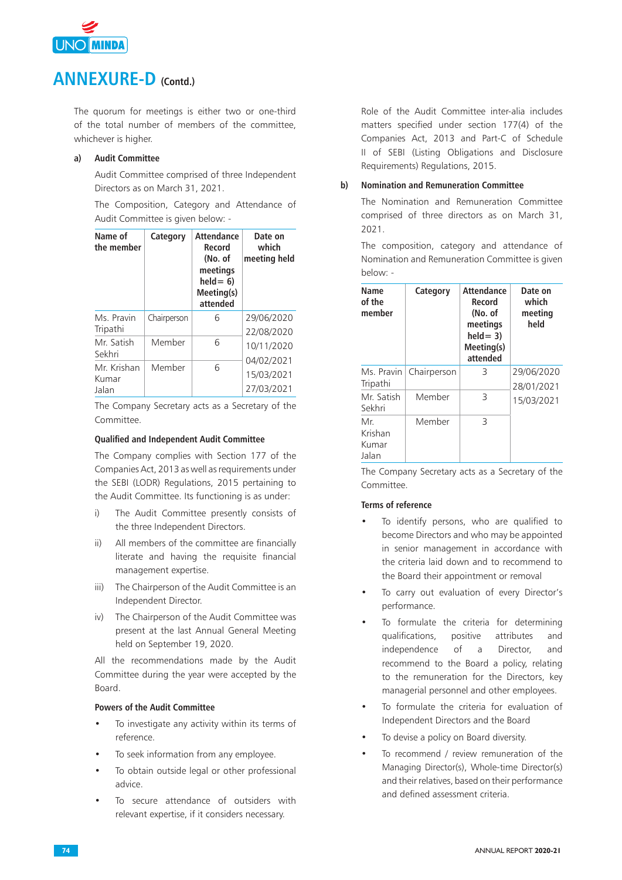# ANNEXURE-D (Contd.)

The quorum for meetings is either two or one-third of the total number of members of the committee, whichever is higher.

**a) Audit Committee**

Audit Committee comprised of three Independent Directors as on March 31, 2021.

The Composition, Category and Attendance of Audit Committee is given below: -

| Name of the member | Category | Attendance Record (No. of meetings held= 6) Meeting(s) attended | Date on which meeting held |
|---|---|---|---|
| Ms. Pravin Tripathi | Chairperson | 6 | 29/06/2020<br>22/08/2020 |
| Mr. Satish Sekhri | Member | 6 | 10/11/2020<br>04/02/2021 |
| Mr. Krishan Kumar Jalan | Member | 6 | 15/03/2021<br>27/03/2021 |

The Company Secretary acts as a Secretary of the Committee.

**Qualified and Independent Audit Committee**

The Company complies with Section 177 of the Companies Act, 2013 as well as requirements under the SEBI (LODR) Regulations, 2015 pertaining to the Audit Committee. Its functioning is as under:

i) The Audit Committee presently consists of the three Independent Directors.

ii) All members of the committee are financially literate and having the requisite financial management expertise.

iii) The Chairperson of the Audit Committee is an Independent Director.

iv) The Chairperson of the Audit Committee was present at the last Annual General Meeting held on September 19, 2020.

All the recommendations made by the Audit Committee during the year were accepted by the Board.

**Powers of the Audit Committee**

- To investigate any activity within its terms of reference.
- To seek information from any employee.
- To obtain outside legal or other professional advice.
- To secure attendance of outsiders with relevant expertise, if it considers necessary.

Role of the Audit Committee inter-alia includes matters specified under section 177(4) of the Companies Act, 2013 and Part-C of Schedule II of SEBI (Listing Obligations and Disclosure Requirements) Regulations, 2015.

**b) Nomination and Remuneration Committee**

The Nomination and Remuneration Committee comprised of three directors as on March 31, 2021.

The composition, category and attendance of Nomination and Remuneration Committee is given below: -

| Name of the member | Category | Attendance Record (No. of meetings held= 3) Meeting(s) attended | Date on which meeting held |
|---|---|---|---|
| Ms. Pravin Tripathi | Chairperson | 3 | 29/06/2020<br>28/01/2021 |
| Mr. Satish Sekhri | Member | 3 | 15/03/2021 |
| Mr. Krishan Kumar Jalan | Member | 3 | |

The Company Secretary acts as a Secretary of the Committee.

**Terms of reference**

- To identify persons, who are qualified to become Directors and who may be appointed in senior management in accordance with the criteria laid down and to recommend to the Board their appointment or removal
- To carry out evaluation of every Director's performance.
- To formulate the criteria for determining qualifications, positive attributes and independence of a Director, and recommend to the Board a policy, relating to the remuneration for the Directors, key managerial personnel and other employees.
- To formulate the criteria for evaluation of Independent Directors and the Board
- To devise a policy on Board diversity.
- To recommend / review remuneration of the Managing Director(s), Whole-time Director(s) and their relatives, based on their performance and defined assessment criteria.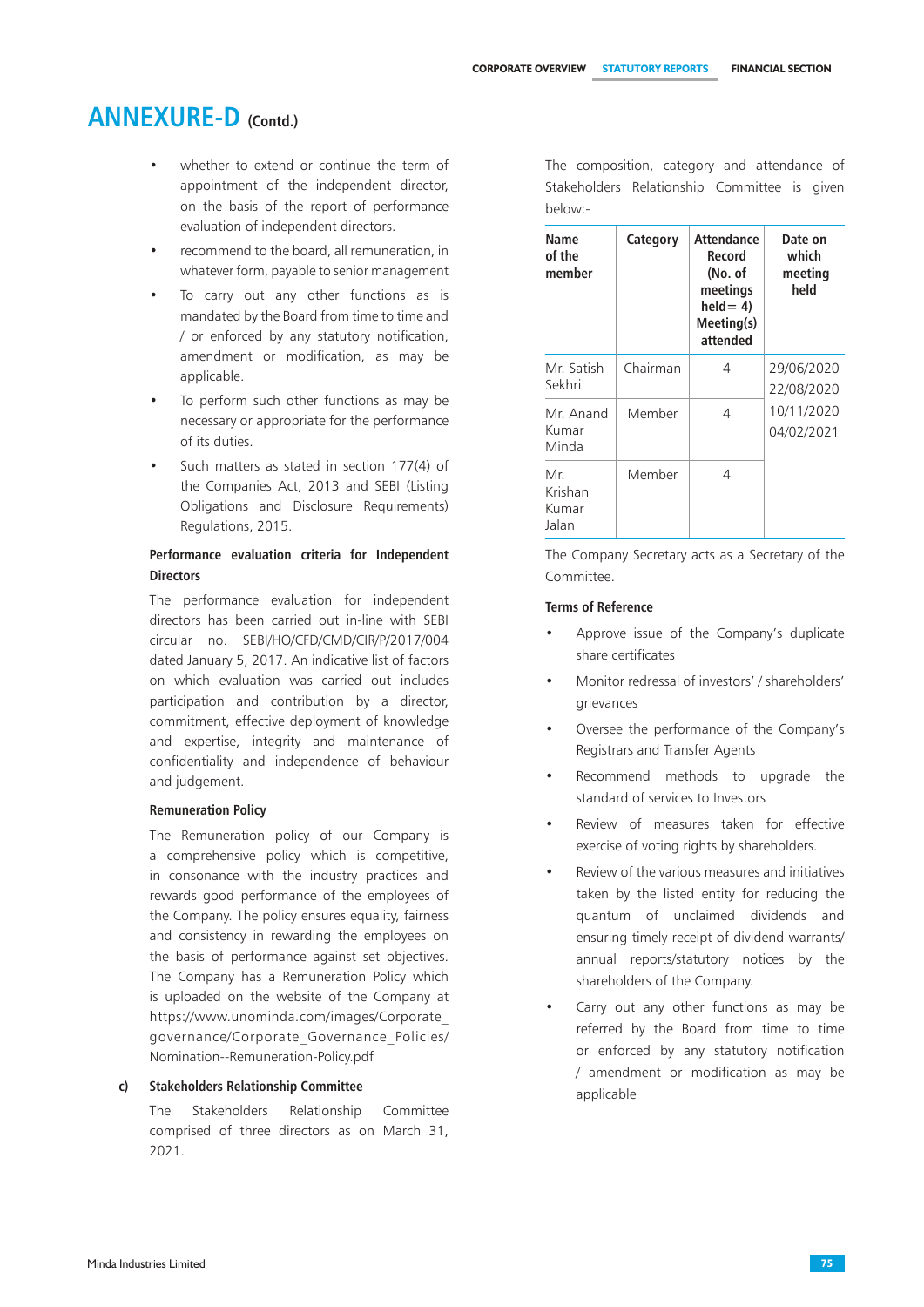# ANNEXURE-D (Contd.)

- whether to extend or continue the term of appointment of the independent director, on the basis of the report of performance evaluation of independent directors.
- recommend to the board, all remuneration, in whatever form, payable to senior management
- To carry out any other functions as is mandated by the Board from time to time and / or enforced by any statutory notification, amendment or modification, as may be applicable.
- To perform such other functions as may be necessary or appropriate for the performance of its duties.
- Such matters as stated in section 177(4) of the Companies Act, 2013 and SEBI (Listing Obligations and Disclosure Requirements) Regulations, 2015.

**Performance evaluation criteria for Independent Directors**

The performance evaluation for independent directors has been carried out in-line with SEBI circular no. SEBI/HO/CFD/CMD/CIR/P/2017/004 dated January 5, 2017. An indicative list of factors on which evaluation was carried out includes participation and contribution by a director, commitment, effective deployment of knowledge and expertise, integrity and maintenance of confidentiality and independence of behaviour and judgement.

**Remuneration Policy**

The Remuneration policy of our Company is a comprehensive policy which is competitive, in consonance with the industry practices and rewards good performance of the employees of the Company. The policy ensures equality, fairness and consistency in rewarding the employees on the basis of performance against set objectives. The Company has a Remuneration Policy which is uploaded on the website of the Company at https://www.unominda.com/images/Corporate_governance/Corporate_Governance_Policies/Nomination--Remuneration-Policy.pdf

**c) Stakeholders Relationship Committee**

The Stakeholders Relationship Committee comprised of three directors as on March 31, 2021.

The composition, category and attendance of Stakeholders Relationship Committee is given below:-

| Name of the member | Category | Attendance Record (No. of meetings held= 4) Meeting(s) attended | Date on which meeting held |
|---|---|---|---|
| Mr. Satish Sekhri | Chairman | 4 | 29/06/2020<br>22/08/2020<br>10/11/2020<br>04/02/2021 |
| Mr. Anand Kumar Minda | Member | 4 | |
| Mr. Krishan Kumar Jalan | Member | 4 | |

The Company Secretary acts as a Secretary of the Committee.

**Terms of Reference**

- Approve issue of the Company's duplicate share certificates
- Monitor redressal of investors' / shareholders' grievances
- Oversee the performance of the Company's Registrars and Transfer Agents
- Recommend methods to upgrade the standard of services to Investors
- Review of measures taken for effective exercise of voting rights by shareholders.
- Review of the various measures and initiatives taken by the listed entity for reducing the quantum of unclaimed dividends and ensuring timely receipt of dividend warrants/ annual reports/statutory notices by the shareholders of the Company.
- Carry out any other functions as may be referred by the Board from time to time or enforced by any statutory notification / amendment or modification as may be applicable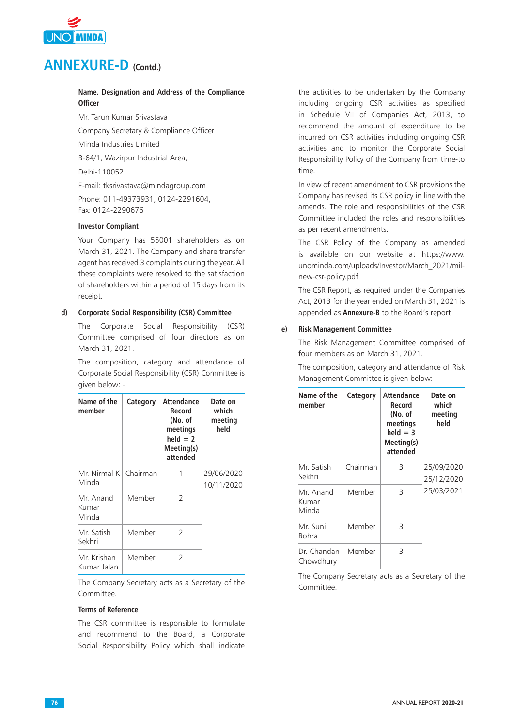# ANNEXURE-D (Contd.)

**Name, Designation and Address of the Compliance Officer**

Mr. Tarun Kumar Srivastava

Company Secretary & Compliance Officer

Minda Industries Limited

B-64/1, Wazirpur Industrial Area,

Delhi-110052

E-mail: tksrivastava@mindagroup.com

Phone: 011-49373931, 0124-2291604, Fax: 0124-2290676

**Investor Compliant**

Your Company has 55001 shareholders as on March 31, 2021. The Company and share transfer agent has received 3 complaints during the year. All these complaints were resolved to the satisfaction of shareholders within a period of 15 days from its receipt.

**d) Corporate Social Responsibility (CSR) Committee**

The Corporate Social Responsibility (CSR) Committee comprised of four directors as on March 31, 2021.

The composition, category and attendance of Corporate Social Responsibility (CSR) Committee is given below: -

| Name of the member | Category | Attendance Record (No. of meetings held = 2 Meeting(s) attended | Date on which meeting held |
|---|---|---|---|
| Mr. Nirmal K Minda | Chairman | 1 | 29/06/2020<br>10/11/2020 |
| Mr. Anand Kumar Minda | Member | 2 | |
| Mr. Satish Sekhri | Member | 2 | |
| Mr. Krishan Kumar Jalan | Member | 2 | |

The Company Secretary acts as a Secretary of the Committee.

**Terms of Reference**

The CSR committee is responsible to formulate and recommend to the Board, a Corporate Social Responsibility Policy which shall indicate the activities to be undertaken by the Company including ongoing CSR activities as specified in Schedule VII of Companies Act, 2013, to recommend the amount of expenditure to be incurred on CSR activities including ongoing CSR activities and to monitor the Corporate Social Responsibility Policy of the Company from time-to time.

In view of recent amendment to CSR provisions the Company has revised its CSR policy in line with the amends. The role and responsibilities of the CSR Committee included the roles and responsibilities as per recent amendments.

The CSR Policy of the Company as amended is available on our website at https://www.unominda.com/uploads/Investor/March_2021/mil-new-csr-policy.pdf

The CSR Report, as required under the Companies Act, 2013 for the year ended on March 31, 2021 is appended as **Annexure-B** to the Board's report.

**e) Risk Management Committee**

The Risk Management Committee comprised of four members as on March 31, 2021.

The composition, category and attendance of Risk Management Committee is given below: -

| Name of the member | Category | Attendance Record (No. of meetings held = 3 Meeting(s) attended | Date on which meeting held |
|---|---|---|---|
| Mr. Satish Sekhri | Chairman | 3 | 25/09/2020<br>25/12/2020<br>25/03/2021 |
| Mr. Anand Kumar Minda | Member | 3 | |
| Mr. Sunil Bohra | Member | 3 | |
| Dr. Chandan Chowdhury | Member | 3 | |

The Company Secretary acts as a Secretary of the Committee.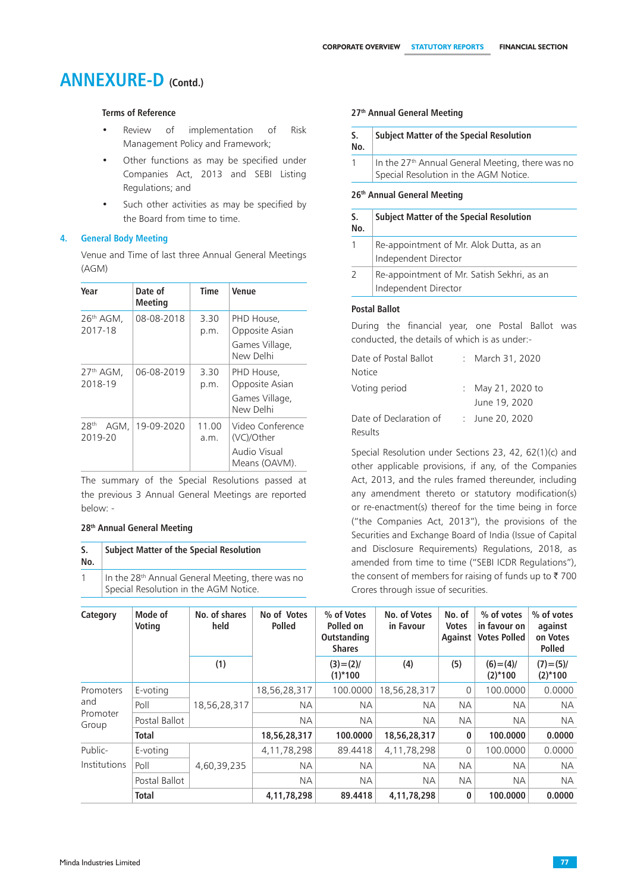# ANNEXURE-D (Contd.)

**Terms of Reference**

- Review of implementation of Risk Management Policy and Framework;
- Other functions as may be specified under Companies Act, 2013 and SEBI Listing Regulations; and
- Such other activities as may be specified by the Board from time to time.

## 4. General Body Meeting

Venue and Time of last three Annual General Meetings (AGM)

| Year | Date of Meeting | Time | Venue |
|---|---|---|---|
| 26th AGM, 2017-18 | 08-08-2018 | 3.30 p.m. | PHD House, Opposite Asian Games Village, New Delhi |
| 27th AGM, 2018-19 | 06-08-2019 | 3.30 p.m. | PHD House, Opposite Asian Games Village, New Delhi |
| 28th AGM, 2019-20 | 19-09-2020 | 11.00 a.m. | Video Conference (VC)/Other Audio Visual Means (OAVM). |

The summary of the Special Resolutions passed at the previous 3 Annual General Meetings are reported below: -

**28th Annual General Meeting**

| S. No. | Subject Matter of the Special Resolution |
|---|---|
| 1 | In the 28th Annual General Meeting, there was no Special Resolution in the AGM Notice. |

**27th Annual General Meeting**

| S. No. | Subject Matter of the Special Resolution |
|---|---|
| 1 | In the 27th Annual General Meeting, there was no Special Resolution in the AGM Notice. |

**26th Annual General Meeting**

| S. No. | Subject Matter of the Special Resolution |
|---|---|
| 1 | Re-appointment of Mr. Alok Dutta, as an Independent Director |
| 2 | Re-appointment of Mr. Satish Sekhri, as an Independent Director |

**Postal Ballot**

During the financial year, one Postal Ballot was conducted, the details of which is as under:-

| | | |
|---|---|---|
| Date of Postal Ballot Notice | : | March 31, 2020 |
| Voting period | : | May 21, 2020 to June 19, 2020 |
| Date of Declaration of Results | : | June 20, 2020 |

Special Resolution under Sections 23, 42, 62(1)(c) and other applicable provisions, if any, of the Companies Act, 2013, and the rules framed thereunder, including any amendment thereto or statutory modification(s) or re-enactment(s) thereof for the time being in force ("the Companies Act, 2013"), the provisions of the Securities and Exchange Board of India (Issue of Capital and Disclosure Requirements) Regulations, 2018, as amended from time to time ("SEBI ICDR Regulations"), the consent of members for raising of funds up to ₹ 700 Crores through issue of securities.

| Category | Mode of Voting | No. of shares held | No of Votes Polled | % of Votes Polled on Outstanding Shares | No. of Votes in Favour | No. of Votes Against | % of votes in favour on Votes Polled | % of votes against on Votes Polled |
|---|---|---|---|---|---|---|---|---|
| | | (1) | | (3)=(2)/(1)*100 | (4) | (5) | (6)=(4)/(2)*100 | (7)=(5)/(2)*100 |
| Promoters and Promoter Group | E-voting | 18,56,28,317 | 18,56,28,317 | 100.0000 | 18,56,28,317 | 0 | 100.0000 | 0.0000 |
| | Poll | | NA | NA | NA | NA | NA | NA |
| | Postal Ballot | | NA | NA | NA | NA | NA | NA |
| | **Total** | | **18,56,28,317** | **100.0000** | **18,56,28,317** | **0** | **100.0000** | **0.0000** |
| Public-Institutions | E-voting | 4,60,39,235 | 4,11,78,298 | 89.4418 | 4,11,78,298 | 0 | 100.0000 | 0.0000 |
| | Poll | | NA | NA | NA | NA | NA | NA |
| | Postal Ballot | | NA | NA | NA | NA | NA | NA |
| | **Total** | | **4,11,78,298** | **89.4418** | **4,11,78,298** | **0** | **100.0000** | **0.0000** |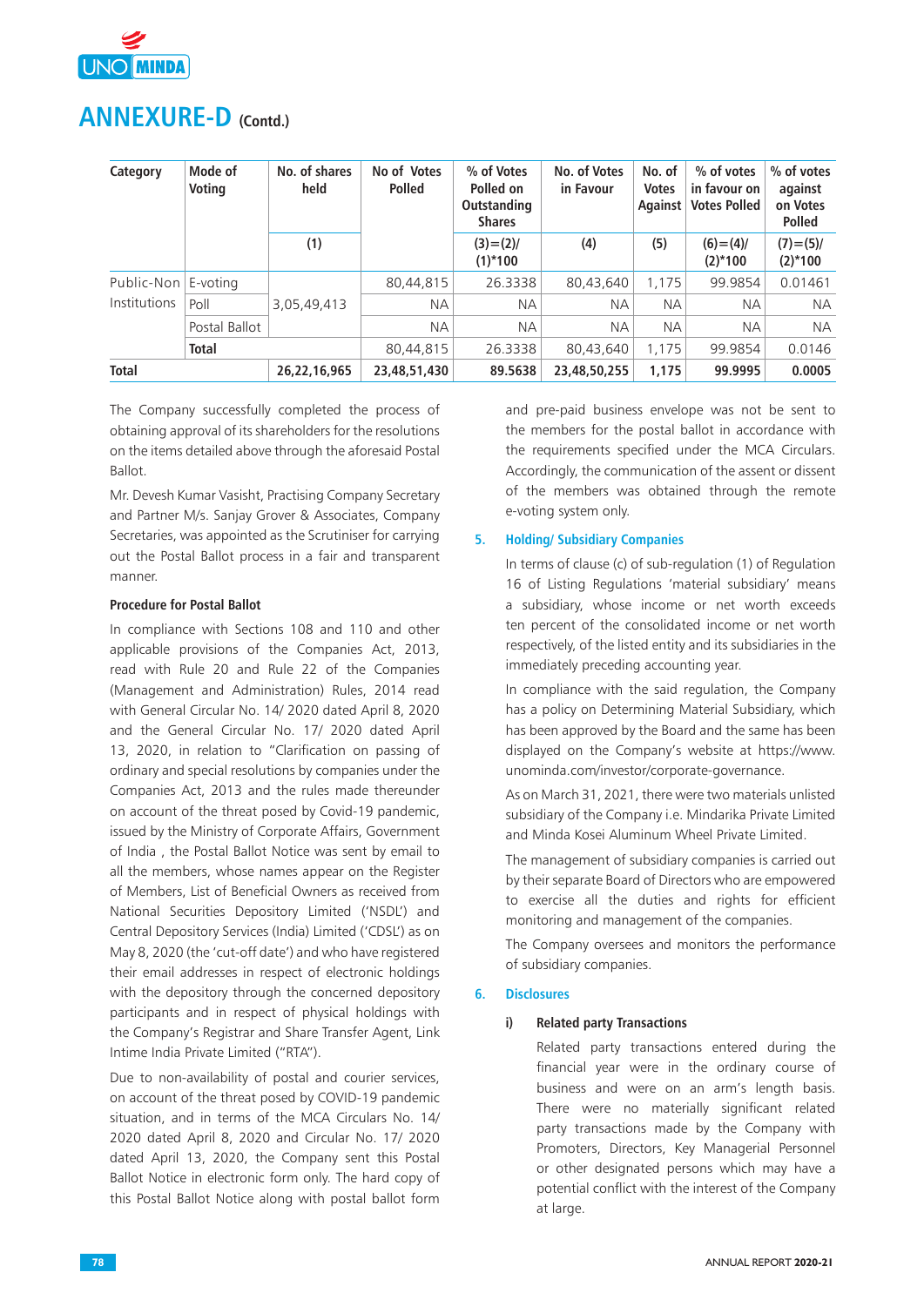## ANNEXURE-D (Contd.)

| Category | Mode of Voting | No. of shares held | No of Votes Polled | % of Votes Polled on Outstanding Shares | No. of Votes in Favour | No. of Votes Against | % of votes in favour on Votes Polled | % of votes against on Votes Polled |
|---|---|---|---|---|---|---|---|---|
| | | (1) | | (3)=(2)/(1)*100 | (4) | (5) | (6)=(4)/(2)*100 | (7)=(5)/(2)*100 |
| Public-Non Institutions | E-voting | 3,05,49,413 | 80,44,815 | 26.3338 | 80,43,640 | 1,175 | 99.9854 | 0.01461 |
| | Poll | | NA | NA | NA | NA | NA | NA |
| | Postal Ballot | | NA | NA | NA | NA | NA | NA |
| | **Total** | | 80,44,815 | 26.3338 | 80,43,640 | 1,175 | 99.9854 | 0.0146 |
| **Total** | | **26,22,16,965** | **23,48,51,430** | **89.5638** | **23,48,50,255** | **1,175** | **99.9995** | **0.0005** |

The Company successfully completed the process of obtaining approval of its shareholders for the resolutions on the items detailed above through the aforesaid Postal Ballot.

Mr. Devesh Kumar Vasisht, Practising Company Secretary and Partner M/s. Sanjay Grover & Associates, Company Secretaries, was appointed as the Scrutiniser for carrying out the Postal Ballot process in a fair and transparent manner.

**Procedure for Postal Ballot**

In compliance with Sections 108 and 110 and other applicable provisions of the Companies Act, 2013, read with Rule 20 and Rule 22 of the Companies (Management and Administration) Rules, 2014 read with General Circular No. 14/ 2020 dated April 8, 2020 and the General Circular No. 17/ 2020 dated April 13, 2020, in relation to "Clarification on passing of ordinary and special resolutions by companies under the Companies Act, 2013 and the rules made thereunder on account of the threat posed by Covid-19 pandemic, issued by the Ministry of Corporate Affairs, Government of India , the Postal Ballot Notice was sent by email to all the members, whose names appear on the Register of Members, List of Beneficial Owners as received from National Securities Depository Limited ('NSDL') and Central Depository Services (India) Limited ('CDSL') as on May 8, 2020 (the 'cut-off date') and who have registered their email addresses in respect of electronic holdings with the depository through the concerned depository participants and in respect of physical holdings with the Company's Registrar and Share Transfer Agent, Link Intime India Private Limited ("RTA").

Due to non-availability of postal and courier services, on account of the threat posed by COVID-19 pandemic situation, and in terms of the MCA Circulars No. 14/ 2020 dated April 8, 2020 and Circular No. 17/ 2020 dated April 13, 2020, the Company sent this Postal Ballot Notice in electronic form only. The hard copy of this Postal Ballot Notice along with postal ballot form and pre-paid business envelope was not be sent to the members for the postal ballot in accordance with the requirements specified under the MCA Circulars. Accordingly, the communication of the assent or dissent of the members was obtained through the remote e-voting system only.

### 5. Holding/ Subsidiary Companies

In terms of clause (c) of sub-regulation (1) of Regulation 16 of Listing Regulations 'material subsidiary' means a subsidiary, whose income or net worth exceeds ten percent of the consolidated income or net worth respectively, of the listed entity and its subsidiaries in the immediately preceding accounting year.

In compliance with the said regulation, the Company has a policy on Determining Material Subsidiary, which has been approved by the Board and the same has been displayed on the Company's website at https://www.unominda.com/investor/corporate-governance.

As on March 31, 2021, there were two materials unlisted subsidiary of the Company i.e. Mindarika Private Limited and Minda Kosei Aluminum Wheel Private Limited.

The management of subsidiary companies is carried out by their separate Board of Directors who are empowered to exercise all the duties and rights for efficient monitoring and management of the companies.

The Company oversees and monitors the performance of subsidiary companies.

### 6. Disclosures

**i) Related party Transactions**

Related party transactions entered during the financial year were in the ordinary course of business and were on an arm's length basis. There were no materially significant related party transactions made by the Company with Promoters, Directors, Key Managerial Personnel or other designated persons which may have a potential conflict with the interest of the Company at large.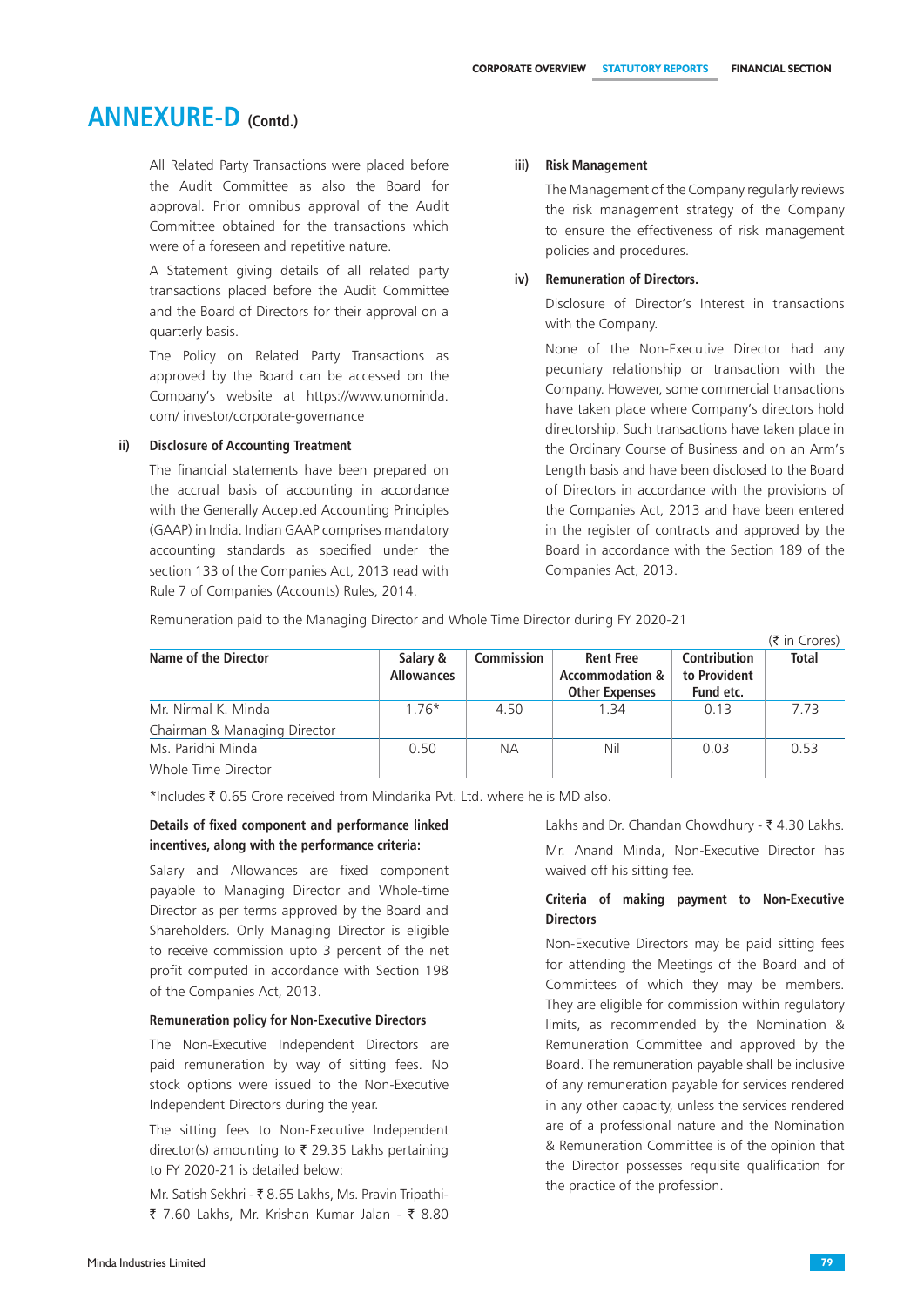# ANNEXURE-D (Contd.)

All Related Party Transactions were placed before the Audit Committee as also the Board for approval. Prior omnibus approval of the Audit Committee obtained for the transactions which were of a foreseen and repetitive nature.

A Statement giving details of all related party transactions placed before the Audit Committee and the Board of Directors for their approval on a quarterly basis.

The Policy on Related Party Transactions as approved by the Board can be accessed on the Company's website at https://www.unominda.com/ investor/corporate-governance

**ii) Disclosure of Accounting Treatment**

The financial statements have been prepared on the accrual basis of accounting in accordance with the Generally Accepted Accounting Principles (GAAP) in India. Indian GAAP comprises mandatory accounting standards as specified under the section 133 of the Companies Act, 2013 read with Rule 7 of Companies (Accounts) Rules, 2014.

**iii) Risk Management**

The Management of the Company regularly reviews the risk management strategy of the Company to ensure the effectiveness of risk management policies and procedures.

**iv) Remuneration of Directors.**

Disclosure of Director's Interest in transactions with the Company.

None of the Non-Executive Director had any pecuniary relationship or transaction with the Company. However, some commercial transactions have taken place where Company's directors hold directorship. Such transactions have taken place in the Ordinary Course of Business and on an Arm's Length basis and have been disclosed to the Board of Directors in accordance with the provisions of the Companies Act, 2013 and have been entered in the register of contracts and approved by the Board in accordance with the Section 189 of the Companies Act, 2013.

Remuneration paid to the Managing Director and Whole Time Director during FY 2020-21

(₹ in Crores)

| Name of the Director | Salary & Allowances | Commission | Rent Free Accommodation & Other Expenses | Contribution to Provident Fund etc. | Total |
|---|---|---|---|---|---|
| Mr. Nirmal K. Minda<br>Chairman & Managing Director | 1.76* | 4.50 | 1.34 | 0.13 | 7.73 |
| Ms. Paridhi Minda<br>Whole Time Director | 0.50 | NA | Nil | 0.03 | 0.53 |

*Includes ₹ 0.65 Crore received from Mindarika Pvt. Ltd. where he is MD also.

**Details of fixed component and performance linked incentives, along with the performance criteria:**

Salary and Allowances are fixed component payable to Managing Director and Whole-time Director as per terms approved by the Board and Shareholders. Only Managing Director is eligible to receive commission upto 3 percent of the net profit computed in accordance with Section 198 of the Companies Act, 2013.

**Remuneration policy for Non-Executive Directors**

The Non-Executive Independent Directors are paid remuneration by way of sitting fees. No stock options were issued to the Non-Executive Independent Directors during the year.

The sitting fees to Non-Executive Independent director(s) amounting to ₹ 29.35 Lakhs pertaining to FY 2020-21 is detailed below:

Mr. Satish Sekhri - ₹ 8.65 Lakhs, Ms. Pravin Tripathi- ₹ 7.60 Lakhs, Mr. Krishan Kumar Jalan - ₹ 8.80 Lakhs and Dr. Chandan Chowdhury - ₹ 4.30 Lakhs.

Mr. Anand Minda, Non-Executive Director has waived off his sitting fee.

**Criteria of making payment to Non-Executive Directors**

Non-Executive Directors may be paid sitting fees for attending the Meetings of the Board and of Committees of which they may be members. They are eligible for commission within regulatory limits, as recommended by the Nomination & Remuneration Committee and approved by the Board. The remuneration payable shall be inclusive of any remuneration payable for services rendered in any other capacity, unless the services rendered are of a professional nature and the Nomination & Remuneration Committee is of the opinion that the Director possesses requisite qualification for the practice of the profession.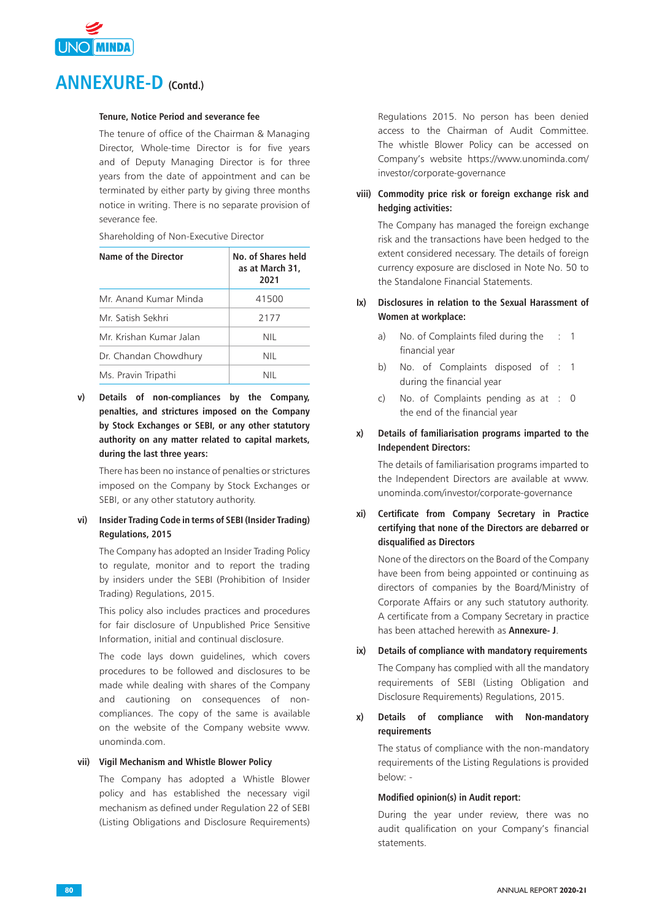# ANNEXURE-D (Contd.)

**Tenure, Notice Period and severance fee**

The tenure of office of the Chairman & Managing Director, Whole-time Director is for five years and of Deputy Managing Director is for three years from the date of appointment and can be terminated by either party by giving three months notice in writing. There is no separate provision of severance fee.

Shareholding of Non-Executive Director

| Name of the Director | No. of Shares held as at March 31, 2021 |
|---|---|
| Mr. Anand Kumar Minda | 41500 |
| Mr. Satish Sekhri | 2177 |
| Mr. Krishan Kumar Jalan | NIL |
| Dr. Chandan Chowdhury | NIL |
| Ms. Pravin Tripathi | NIL |

**v) Details of non-compliances by the Company, penalties, and strictures imposed on the Company by Stock Exchanges or SEBI, or any other statutory authority on any matter related to capital markets, during the last three years:**

There has been no instance of penalties or strictures imposed on the Company by Stock Exchanges or SEBI, or any other statutory authority.

**vi) Insider Trading Code in terms of SEBI (Insider Trading) Regulations, 2015**

The Company has adopted an Insider Trading Policy to regulate, monitor and to report the trading by insiders under the SEBI (Prohibition of Insider Trading) Regulations, 2015.

This policy also includes practices and procedures for fair disclosure of Unpublished Price Sensitive Information, initial and continual disclosure.

The code lays down guidelines, which covers procedures to be followed and disclosures to be made while dealing with shares of the Company and cautioning on consequences of non-compliances. The copy of the same is available on the website of the Company website www.unominda.com.

**vii) Vigil Mechanism and Whistle Blower Policy**

The Company has adopted a Whistle Blower policy and has established the necessary vigil mechanism as defined under Regulation 22 of SEBI (Listing Obligations and Disclosure Requirements) Regulations 2015. No person has been denied access to the Chairman of Audit Committee. The whistle Blower Policy can be accessed on Company's website https://www.unominda.com/investor/corporate-governance

**viii) Commodity price risk or foreign exchange risk and hedging activities:**

The Company has managed the foreign exchange risk and the transactions have been hedged to the extent considered necessary. The details of foreign currency exposure are disclosed in Note No. 50 to the Standalone Financial Statements.

**Ix) Disclosures in relation to the Sexual Harassment of Women at workplace:**

a) No. of Complaints filed during the financial year : 1

b) No. of Complaints disposed of during the financial year : 1

c) No. of Complaints pending as at the end of the financial year : 0

**x) Details of familiarisation programs imparted to the Independent Directors:**

The details of familiarisation programs imparted to the Independent Directors are available at www.unominda.com/investor/corporate-governance

**xi) Certificate from Company Secretary in Practice certifying that none of the Directors are debarred or disqualified as Directors**

None of the directors on the Board of the Company have been from being appointed or continuing as directors of companies by the Board/Ministry of Corporate Affairs or any such statutory authority. A certificate from a Company Secretary in practice has been attached herewith as **Annexure- J**.

**ix) Details of compliance with mandatory requirements**

The Company has complied with all the mandatory requirements of SEBI (Listing Obligation and Disclosure Requirements) Regulations, 2015.

**x) Details of compliance with Non-mandatory requirements**

The status of compliance with the non-mandatory requirements of the Listing Regulations is provided below: -

**Modified opinion(s) in Audit report:**

During the year under review, there was no audit qualification on your Company's financial statements.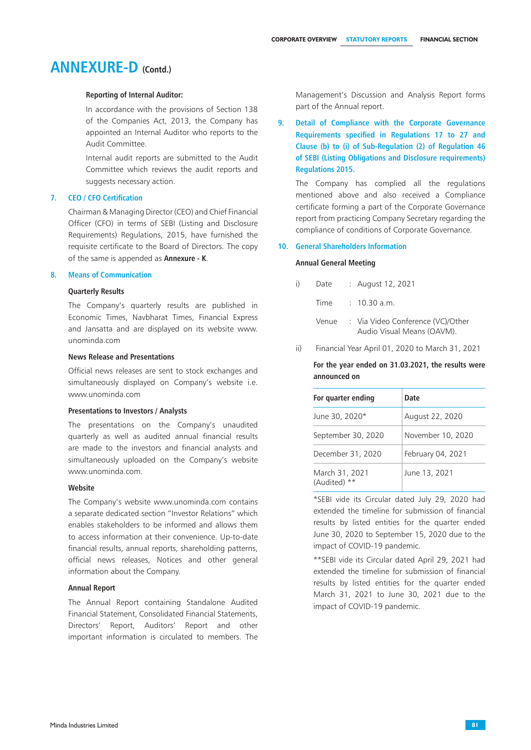# ANNEXURE-D (Contd.)

**Reporting of Internal Auditor:**

In accordance with the provisions of Section 138 of the Companies Act, 2013, the Company has appointed an Internal Auditor who reports to the Audit Committee.

Internal audit reports are submitted to the Audit Committee which reviews the audit reports and suggests necessary action.

## 7. CEO / CFO Certification

Chairman & Managing Director (CEO) and Chief Financial Officer (CFO) in terms of SEBI (Listing and Disclosure Requirements) Regulations, 2015, have furnished the requisite certificate to the Board of Directors. The copy of the same is appended as **Annexure - K**.

## 8. Means of Communication

**Quarterly Results**

The Company's quarterly results are published in Economic Times, Navbharat Times, Financial Express and Jansatta and are displayed on its website www.unominda.com

**News Release and Presentations**

Official news releases are sent to stock exchanges and simultaneously displayed on Company's website i.e. www.unominda.com

**Presentations to Investors / Analysts**

The presentations on the Company's unaudited quarterly as well as audited annual financial results are made to the investors and financial analysts and simultaneously uploaded on the Company's website www.unominda.com.

**Website**

The Company's website www.unominda.com contains a separate dedicated section "Investor Relations" which enables stakeholders to be informed and allows them to access information at their convenience. Up-to-date financial results, annual reports, shareholding patterns, official news releases, Notices and other general information about the Company.

**Annual Report**

The Annual Report containing Standalone Audited Financial Statement, Consolidated Financial Statements, Directors' Report, Auditors' Report and other important information is circulated to members. The Management's Discussion and Analysis Report forms part of the Annual report.

## 9. Detail of Compliance with the Corporate Governance Requirements specified in Regulations 17 to 27 and Clause (b) to (i) of Sub-Regulation (2) of Regulation 46 of SEBI (Listing Obligations and Disclosure requirements) Regulations 2015.

The Company has complied all the regulations mentioned above and also received a Compliance certificate forming a part of the Corporate Governance report from practicing Company Secretary regarding the compliance of conditions of Corporate Governance.

## 10. General Shareholders Information

**Annual General Meeting**

i) Date : August 12, 2021

Time : 10.30 a.m.

Venue : Via Video Conference (VC)/Other Audio Visual Means (OAVM).

ii) Financial Year April 01, 2020 to March 31, 2021

**For the year ended on 31.03.2021, the results were announced on**

| For quarter ending | Date |
|---|---|
| June 30, 2020* | August 22, 2020 |
| September 30, 2020 | November 10, 2020 |
| December 31, 2020 | February 04, 2021 |
| March 31, 2021 (Audited) ** | June 13, 2021 |

*SEBI vide its Circular dated July 29, 2020 had extended the timeline for submission of financial results by listed entities for the quarter ended June 30, 2020 to September 15, 2020 due to the impact of COVID-19 pandemic.

**SEBI vide its Circular dated April 29, 2021 had extended the timeline for submission of financial results by listed entities for the quarter ended March 31, 2021 to June 30, 2021 due to the impact of COVID-19 pandemic.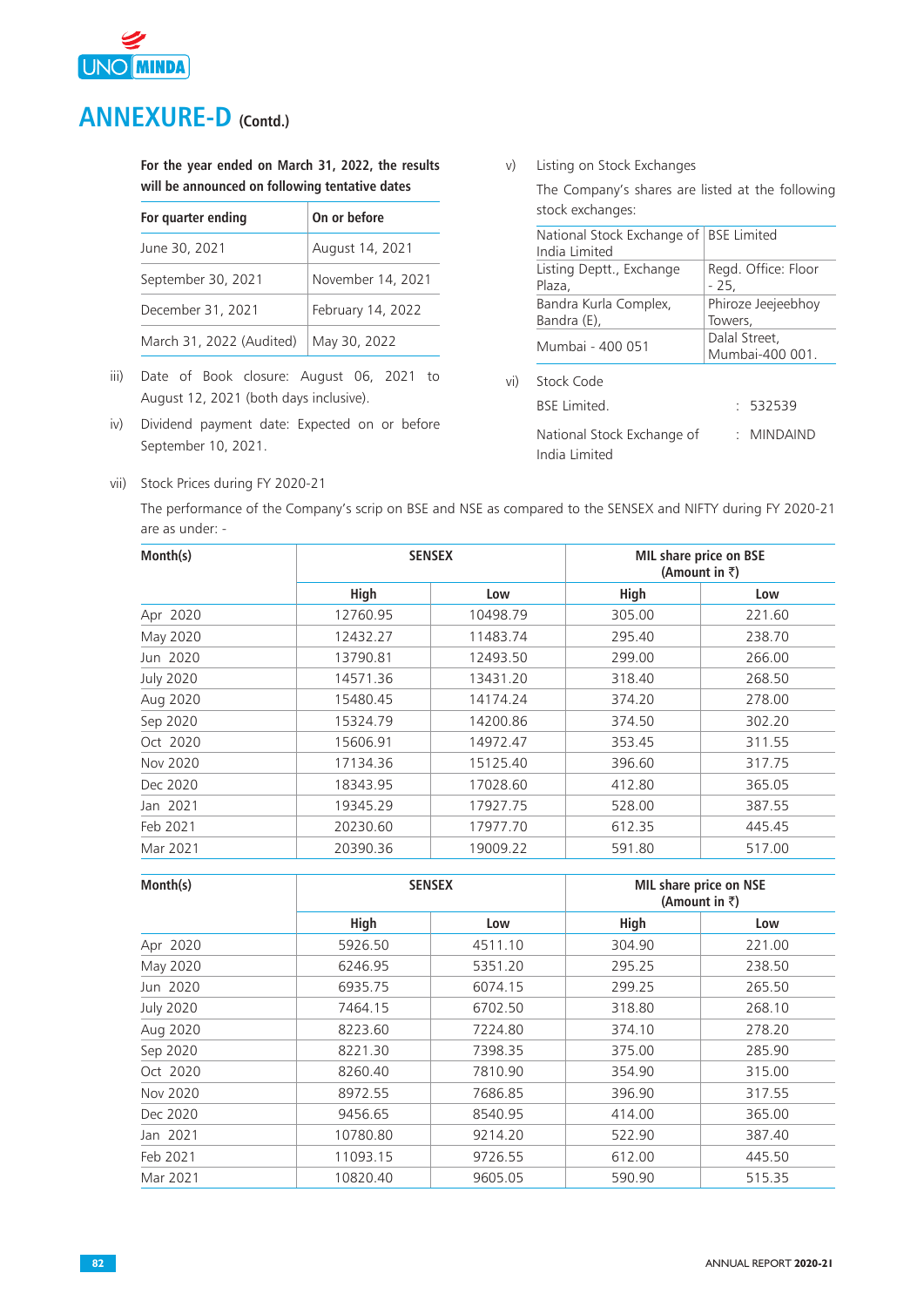# ANNEXURE-D (Contd.)

**For the year ended on March 31, 2022, the results will be announced on following tentative dates**

| For quarter ending | On or before |
|---|---|
| June 30, 2021 | August 14, 2021 |
| September 30, 2021 | November 14, 2021 |
| December 31, 2021 | February 14, 2022 |
| March 31, 2022 (Audited) | May 30, 2022 |

iii) Date of Book closure: August 06, 2021 to August 12, 2021 (both days inclusive).

iv) Dividend payment date: Expected on or before September 10, 2021.

v) Listing on Stock Exchanges

The Company's shares are listed at the following stock exchanges:

| National Stock Exchange of India Limited | BSE Limited |
|---|---|
| Listing Deptt., Exchange Plaza, | Regd. Office: Floor - 25, |
| Bandra Kurla Complex, Bandra (E), | Phiroze Jeejeebhoy Towers, |
| Mumbai - 400 051 | Dalal Street, Mumbai-400 001. |

vi) Stock Code

BSE Limited. : 532539

National Stock Exchange of India Limited : MINDAIND

vii) Stock Prices during FY 2020-21

The performance of the Company's scrip on BSE and NSE as compared to the SENSEX and NIFTY during FY 2020-21 are as under: -

| Month(s) | SENSEX | | MIL share price on BSE (Amount in ₹) | |
|---|---|---|---|---|
| | High | Low | High | Low |
| Apr 2020 | 12760.95 | 10498.79 | 305.00 | 221.60 |
| May 2020 | 12432.27 | 11483.74 | 295.40 | 238.70 |
| Jun 2020 | 13790.81 | 12493.50 | 299.00 | 266.00 |
| July 2020 | 14571.36 | 13431.20 | 318.40 | 268.50 |
| Aug 2020 | 15480.45 | 14174.24 | 374.20 | 278.00 |
| Sep 2020 | 15324.79 | 14200.86 | 374.50 | 302.20 |
| Oct 2020 | 15606.91 | 14972.47 | 353.45 | 311.55 |
| Nov 2020 | 17134.36 | 15125.40 | 396.60 | 317.75 |
| Dec 2020 | 18343.95 | 17028.60 | 412.80 | 365.05 |
| Jan 2021 | 19345.29 | 17927.75 | 528.00 | 387.55 |
| Feb 2021 | 20230.60 | 17977.70 | 612.35 | 445.45 |
| Mar 2021 | 20390.36 | 19009.22 | 591.80 | 517.00 |

| Month(s) | SENSEX | | MIL share price on NSE (Amount in ₹) | |
|---|---|---|---|---|
| | High | Low | High | Low |
| Apr 2020 | 5926.50 | 4511.10 | 304.90 | 221.00 |
| May 2020 | 6246.95 | 5351.20 | 295.25 | 238.50 |
| Jun 2020 | 6935.75 | 6074.15 | 299.25 | 265.50 |
| July 2020 | 7464.15 | 6702.50 | 318.80 | 268.10 |
| Aug 2020 | 8223.60 | 7224.80 | 374.10 | 278.20 |
| Sep 2020 | 8221.30 | 7398.35 | 375.00 | 285.90 |
| Oct 2020 | 8260.40 | 7810.90 | 354.90 | 315.00 |
| Nov 2020 | 8972.55 | 7686.85 | 396.90 | 317.55 |
| Dec 2020 | 9456.65 | 8540.95 | 414.00 | 365.00 |
| Jan 2021 | 10780.80 | 9214.20 | 522.90 | 387.40 |
| Feb 2021 | 11093.15 | 9726.55 | 612.00 | 445.50 |
| Mar 2021 | 10820.40 | 9605.05 | 590.90 | 515.35 |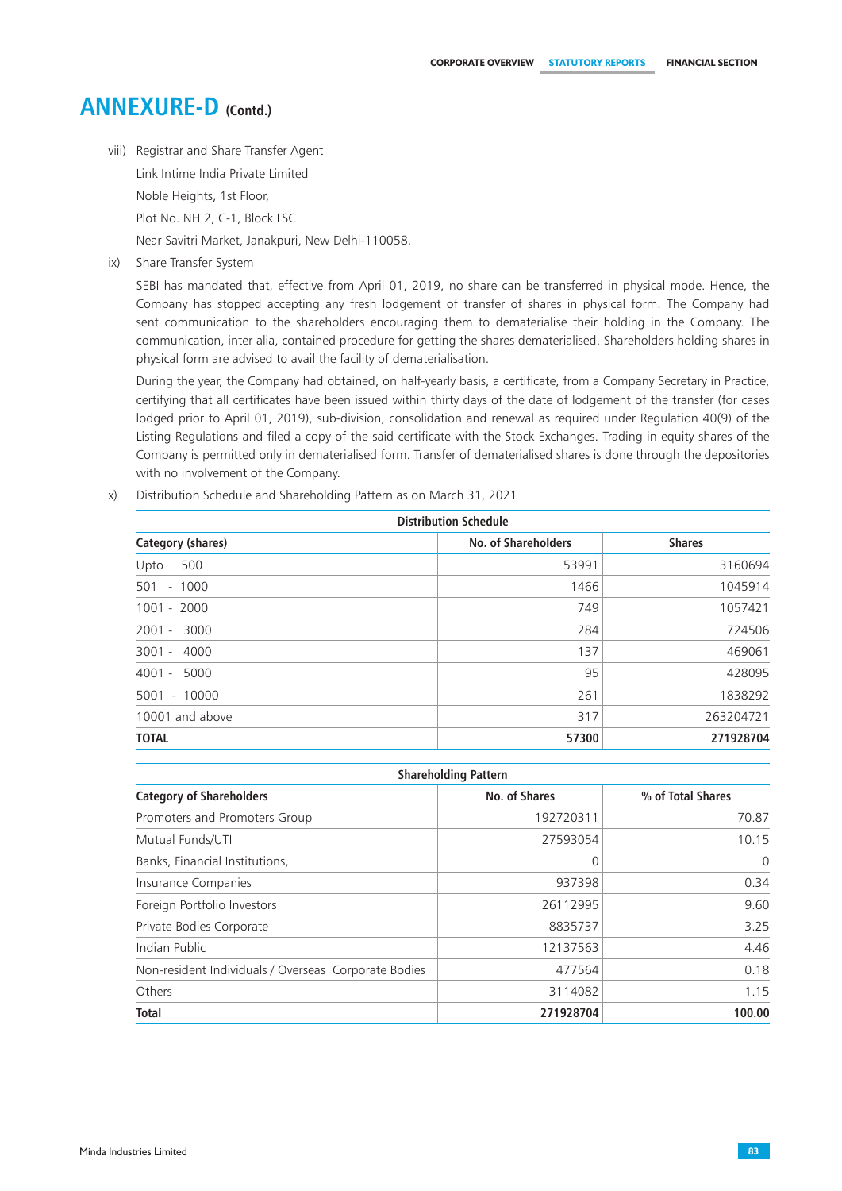# ANNEXURE-D (Contd.)

viii) Registrar and Share Transfer Agent

Link Intime India Private Limited

Noble Heights, 1st Floor,

Plot No. NH 2, C-1, Block LSC

Near Savitri Market, Janakpuri, New Delhi-110058.

ix) Share Transfer System

SEBI has mandated that, effective from April 01, 2019, no share can be transferred in physical mode. Hence, the Company has stopped accepting any fresh lodgement of transfer of shares in physical form. The Company had sent communication to the shareholders encouraging them to dematerialise their holding in the Company. The communication, inter alia, contained procedure for getting the shares dematerialised. Shareholders holding shares in physical form are advised to avail the facility of dematerialisation.

During the year, the Company had obtained, on half-yearly basis, a certificate, from a Company Secretary in Practice, certifying that all certificates have been issued within thirty days of the date of lodgement of the transfer (for cases lodged prior to April 01, 2019), sub-division, consolidation and renewal as required under Regulation 40(9) of the Listing Regulations and filed a copy of the said certificate with the Stock Exchanges. Trading in equity shares of the Company is permitted only in dematerialised form. Transfer of dematerialised shares is done through the depositories with no involvement of the Company.

x) Distribution Schedule and Shareholding Pattern as on March 31, 2021

**Distribution Schedule**

| Category (shares) | No. of Shareholders | Shares |
|---|---|---|
| Upto 500 | 53991 | 3160694 |
| 501 - 1000 | 1466 | 1045914 |
| 1001 - 2000 | 749 | 1057421 |
| 2001 - 3000 | 284 | 724506 |
| 3001 - 4000 | 137 | 469061 |
| 4001 - 5000 | 95 | 428095 |
| 5001 - 10000 | 261 | 1838292 |
| 10001 and above | 317 | 263204721 |
| **TOTAL** | **57300** | **271928704** |

**Shareholding Pattern**

| Category of Shareholders | No. of Shares | % of Total Shares |
|---|---|---|
| Promoters and Promoters Group | 192720311 | 70.87 |
| Mutual Funds/UTI | 27593054 | 10.15 |
| Banks, Financial Institutions, | 0 | 0 |
| Insurance Companies | 937398 | 0.34 |
| Foreign Portfolio Investors | 26112995 | 9.60 |
| Private Bodies Corporate | 8835737 | 3.25 |
| Indian Public | 12137563 | 4.46 |
| Non-resident Individuals / Overseas Corporate Bodies | 477564 | 0.18 |
| Others | 3114082 | 1.15 |
| **Total** | **271928704** | **100.00** |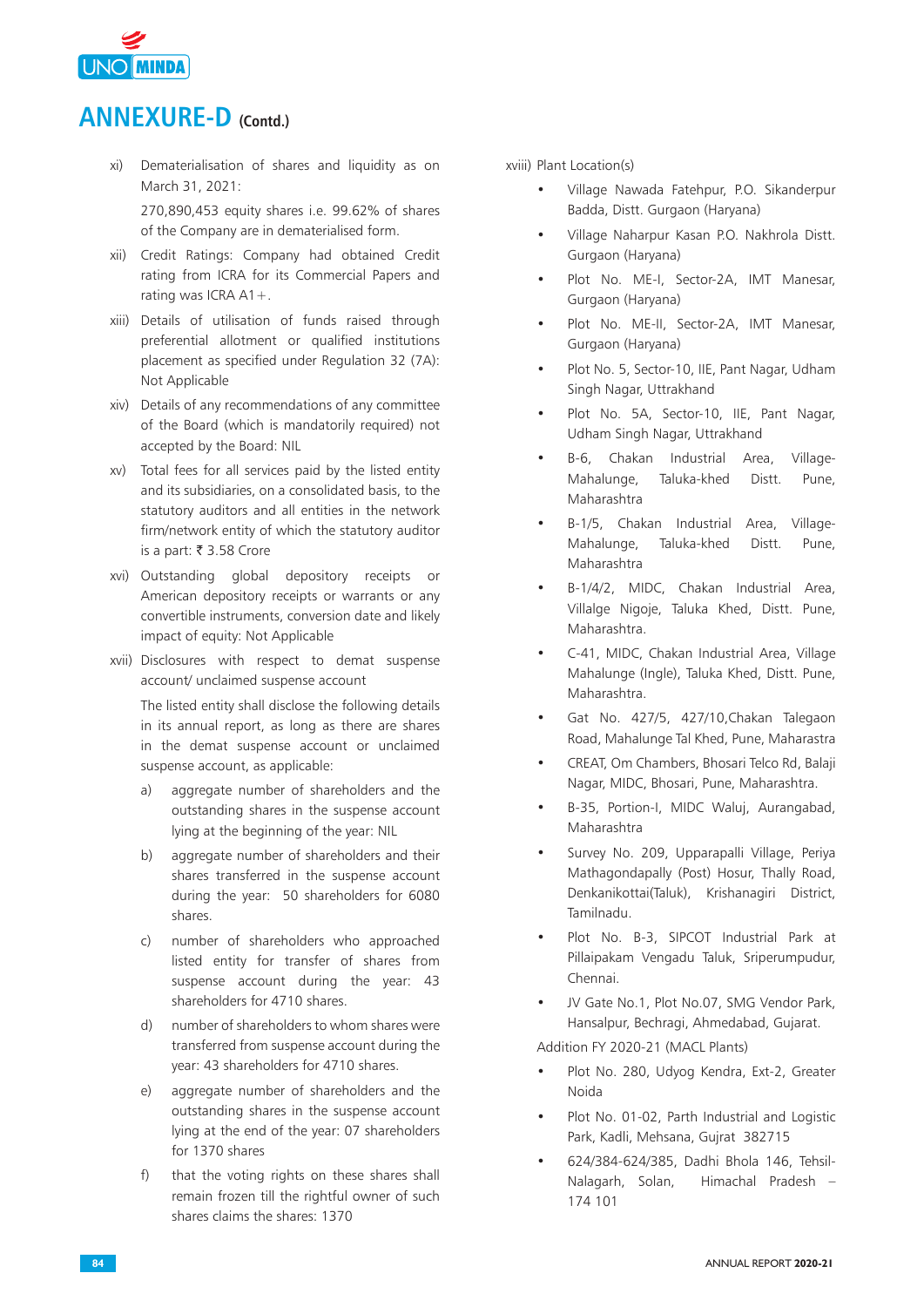# ANNEXURE-D (Contd.)

xi) Dematerialisation of shares and liquidity as on March 31, 2021:

270,890,453 equity shares i.e. 99.62% of shares of the Company are in dematerialised form.

xii) Credit Ratings: Company had obtained Credit rating from ICRA for its Commercial Papers and rating was ICRA A1+.

xiii) Details of utilisation of funds raised through preferential allotment or qualified institutions placement as specified under Regulation 32 (7A): Not Applicable

xiv) Details of any recommendations of any committee of the Board (which is mandatorily required) not accepted by the Board: NIL

xv) Total fees for all services paid by the listed entity and its subsidiaries, on a consolidated basis, to the statutory auditors and all entities in the network firm/network entity of which the statutory auditor is a part: ₹ 3.58 Crore

xvi) Outstanding global depository receipts or American depository receipts or warrants or any convertible instruments, conversion date and likely impact of equity: Not Applicable

xvii) Disclosures with respect to demat suspense account/ unclaimed suspense account

The listed entity shall disclose the following details in its annual report, as long as there are shares in the demat suspense account or unclaimed suspense account, as applicable:

a) aggregate number of shareholders and the outstanding shares in the suspense account lying at the beginning of the year: NIL

b) aggregate number of shareholders and their shares transferred in the suspense account during the year: 50 shareholders for 6080 shares.

c) number of shareholders who approached listed entity for transfer of shares from suspense account during the year: 43 shareholders for 4710 shares.

d) number of shareholders to whom shares were transferred from suspense account during the year: 43 shareholders for 4710 shares.

e) aggregate number of shareholders and the outstanding shares in the suspense account lying at the end of the year: 07 shareholders for 1370 shares

f) that the voting rights on these shares shall remain frozen till the rightful owner of such shares claims the shares: 1370

xviii) Plant Location(s)

- Village Nawada Fatehpur, P.O. Sikanderpur Badda, Distt. Gurgaon (Haryana)
- Village Naharpur Kasan P.O. Nakhrola Distt. Gurgaon (Haryana)
- Plot No. ME-I, Sector-2A, IMT Manesar, Gurgaon (Haryana)
- Plot No. ME-II, Sector-2A, IMT Manesar, Gurgaon (Haryana)
- Plot No. 5, Sector-10, IIE, Pant Nagar, Udham Singh Nagar, Uttrakhand
- Plot No. 5A, Sector-10, IIE, Pant Nagar, Udham Singh Nagar, Uttrakhand
- B-6, Chakan Industrial Area, Village-Mahalunge, Taluka-khed Distt. Pune, Maharashtra
- B-1/5, Chakan Industrial Area, Village-Mahalunge, Taluka-khed Distt. Pune, Maharashtra
- B-1/4/2, MIDC, Chakan Industrial Area, Villalge Nigoje, Taluka Khed, Distt. Pune, Maharashtra.
- C-41, MIDC, Chakan Industrial Area, Village Mahalunge (Ingle), Taluka Khed, Distt. Pune, Maharashtra.
- Gat No. 427/5, 427/10,Chakan Talegaon Road, Mahalunge Tal Khed, Pune, Maharastra
- CREAT, Om Chambers, Bhosari Telco Rd, Balaji Nagar, MIDC, Bhosari, Pune, Maharashtra.
- B-35, Portion-I, MIDC Waluj, Aurangabad, Maharashtra
- Survey No. 209, Upparapalli Village, Periya Mathagondapally (Post) Hosur, Thally Road, Denkanikottai(Taluk), Krishanagiri District, Tamilnadu.
- Plot No. B-3, SIPCOT Industrial Park at Pillaipakam Vengadu Taluk, Sriperumpudur, Chennai.
- JV Gate No.1, Plot No.07, SMG Vendor Park, Hansalpur, Bechragi, Ahmedabad, Gujarat.

Addition FY 2020-21 (MACL Plants)

- Plot No. 280, Udyog Kendra, Ext-2, Greater Noida
- Plot No. 01-02, Parth Industrial and Logistic Park, Kadli, Mehsana, Gujrat 382715
- 624/384-624/385, Dadhi Bhola 146, Tehsil-Nalagarh, Solan, Himachal Pradesh – 174 101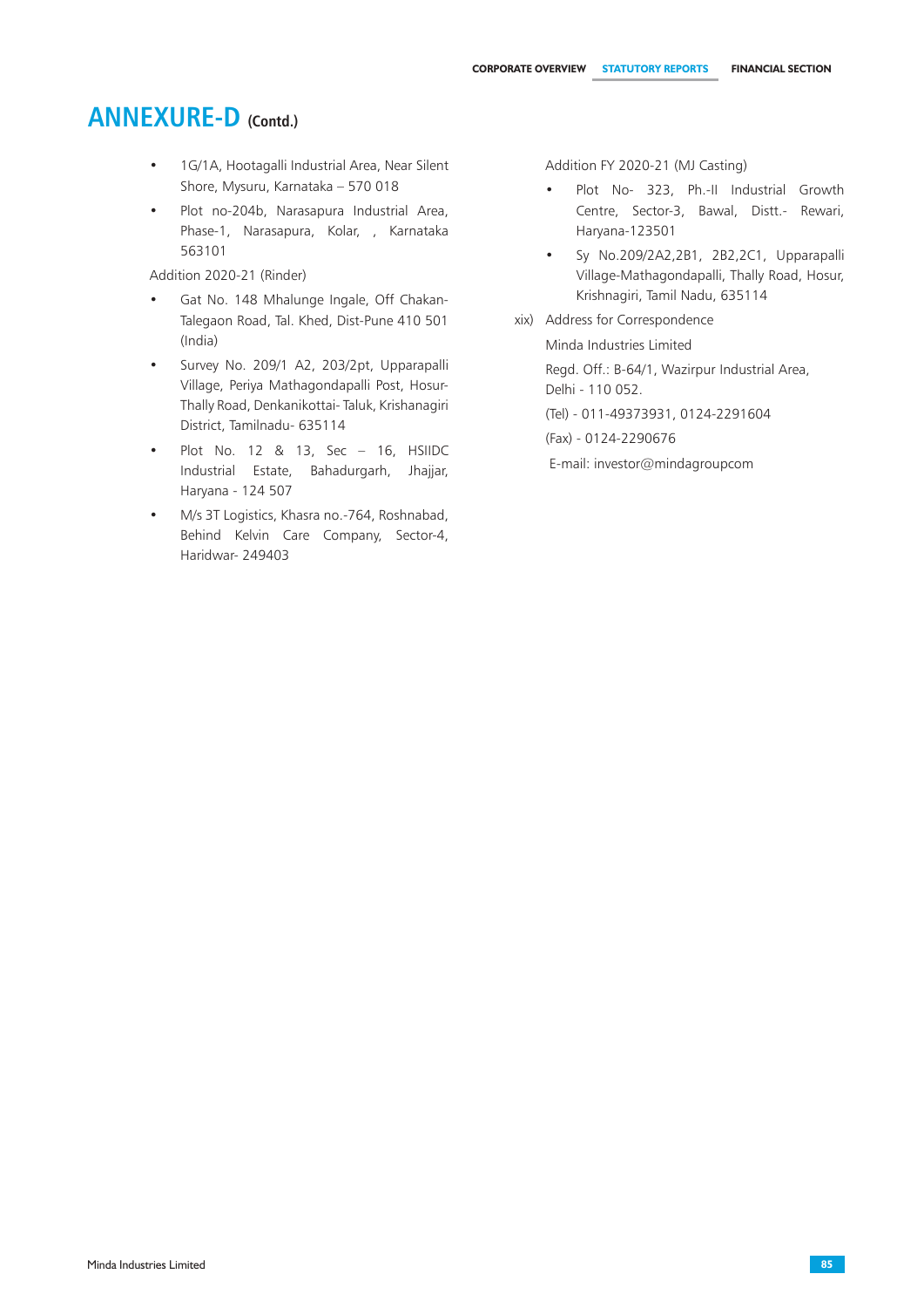# ANNEXURE-D (Contd.)

- 1G/1A, Hootagalli Industrial Area, Near Silent Shore, Mysuru, Karnataka – 570 018
- Plot no-204b, Narasapura Industrial Area, Phase-1, Narasapura, Kolar, , Karnataka 563101

Addition 2020-21 (Rinder)

- Gat No. 148 Mhalunge Ingale, Off Chakan-Talegaon Road, Tal. Khed, Dist-Pune 410 501 (India)
- Survey No. 209/1 A2, 203/2pt, Upparapalli Village, Periya Mathagondapalli Post, Hosur-Thally Road, Denkanikottai- Taluk, Krishanagiri District, Tamilnadu- 635114
- Plot No. 12 & 13, Sec – 16, HSIIDC Industrial Estate, Bahadurgarh, Jhajjar, Haryana - 124 507
- M/s 3T Logistics, Khasra no.-764, Roshnabad, Behind Kelvin Care Company, Sector-4, Haridwar- 249403

Addition FY 2020-21 (MJ Casting)

- Plot No- 323, Ph.-II Industrial Growth Centre, Sector-3, Bawal, Distt.- Rewari, Haryana-123501
- Sy No.209/2A2,2B1, 2B2,2C1, Upparapalli Village-Mathagondapalli, Thally Road, Hosur, Krishnagiri, Tamil Nadu, 635114

xix) Address for Correspondence

Minda Industries Limited

Regd. Off.: B-64/1, Wazirpur Industrial Area, Delhi - 110 052.

(Tel) - 011-49373931, 0124-2291604

(Fax) - 0124-2290676

E-mail: investor@mindagroupcom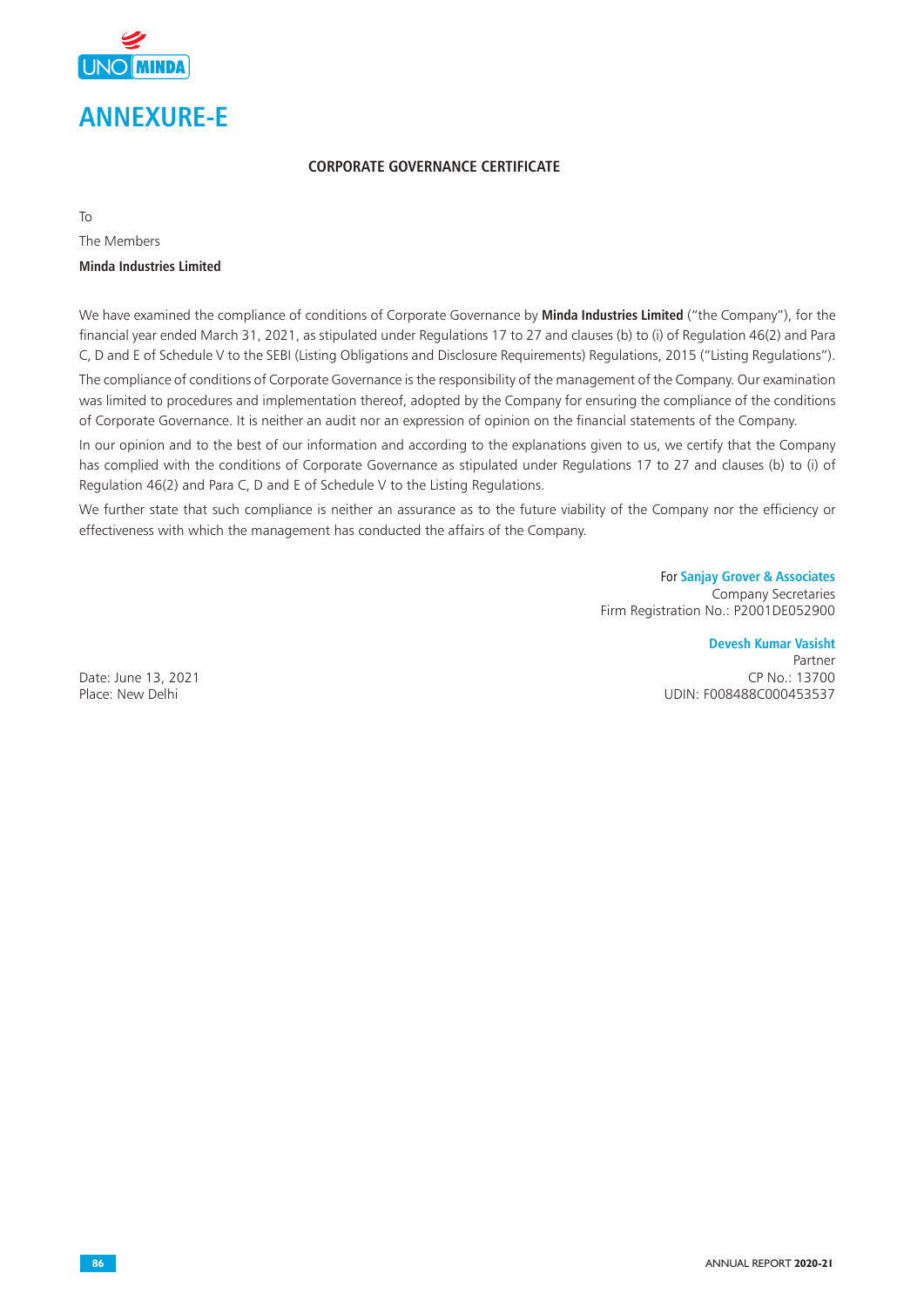# ANNEXURE-E

## CORPORATE GOVERNANCE CERTIFICATE

To

The Members

**Minda Industries Limited**

We have examined the compliance of conditions of Corporate Governance by **Minda Industries Limited** ("the Company"), for the financial year ended March 31, 2021, as stipulated under Regulations 17 to 27 and clauses (b) to (i) of Regulation 46(2) and Para C, D and E of Schedule V to the SEBI (Listing Obligations and Disclosure Requirements) Regulations, 2015 ("Listing Regulations").

The compliance of conditions of Corporate Governance is the responsibility of the management of the Company. Our examination was limited to procedures and implementation thereof, adopted by the Company for ensuring the compliance of the conditions of Corporate Governance. It is neither an audit nor an expression of opinion on the financial statements of the Company.

In our opinion and to the best of our information and according to the explanations given to us, we certify that the Company has complied with the conditions of Corporate Governance as stipulated under Regulations 17 to 27 and clauses (b) to (i) of Regulation 46(2) and Para C, D and E of Schedule V to the Listing Regulations.

We further state that such compliance is neither an assurance as to the future viability of the Company nor the efficiency or effectiveness with which the management has conducted the affairs of the Company.

For **Sanjay Grover & Associates**
Company Secretaries
Firm Registration No.: P2001DE052900

**Devesh Kumar Vasisht**
Partner
CP No.: 13700
UDIN: F008488C000453537

Date: June 13, 2021
Place: New Delhi